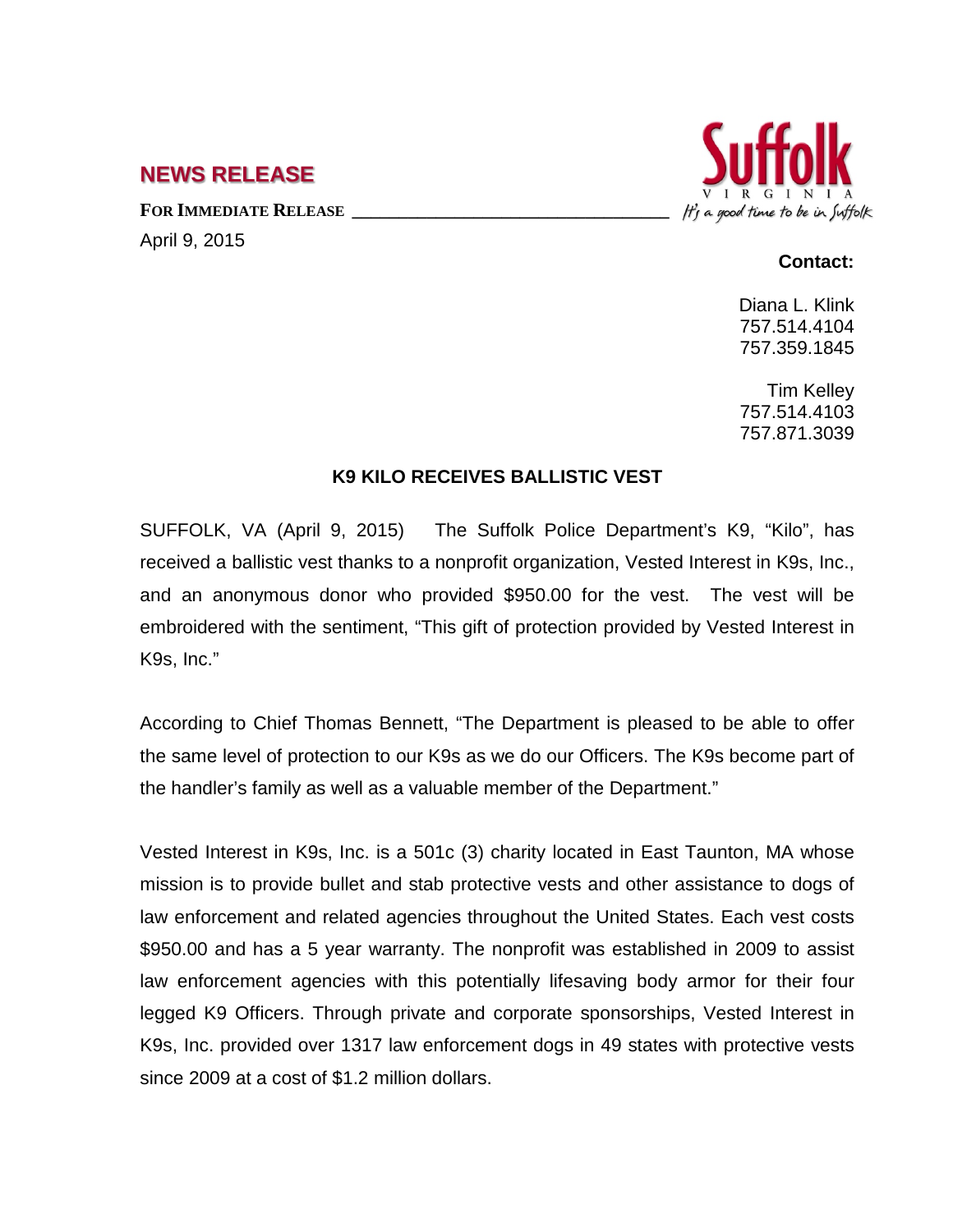## NEWS RELEASE

**FOR IMMEDIATE RELEASE**

April 9, 2015

**Contact:**

Diana L. Klink
757.514.4104
757.359.1845

Tim Kelley
757.514.4103
757.871.3039

### K9 KILO RECEIVES BALLISTIC VEST

SUFFOLK, VA (April 9, 2015) The Suffolk Police Department's K9, "Kilo", has received a ballistic vest thanks to a nonprofit organization, Vested Interest in K9s, Inc., and an anonymous donor who provided $950.00 for the vest. The vest will be embroidered with the sentiment, "This gift of protection provided by Vested Interest in K9s, Inc."

According to Chief Thomas Bennett, "The Department is pleased to be able to offer the same level of protection to our K9s as we do our Officers. The K9s become part of the handler's family as well as a valuable member of the Department."

Vested Interest in K9s, Inc. is a 501c (3) charity located in East Taunton, MA whose mission is to provide bullet and stab protective vests and other assistance to dogs of law enforcement and related agencies throughout the United States. Each vest costs $950.00 and has a 5 year warranty. The nonprofit was established in 2009 to assist law enforcement agencies with this potentially lifesaving body armor for their four legged K9 Officers. Through private and corporate sponsorships, Vested Interest in K9s, Inc. provided over 1317 law enforcement dogs in 49 states with protective vests since 2009 at a cost of $1.2 million dollars.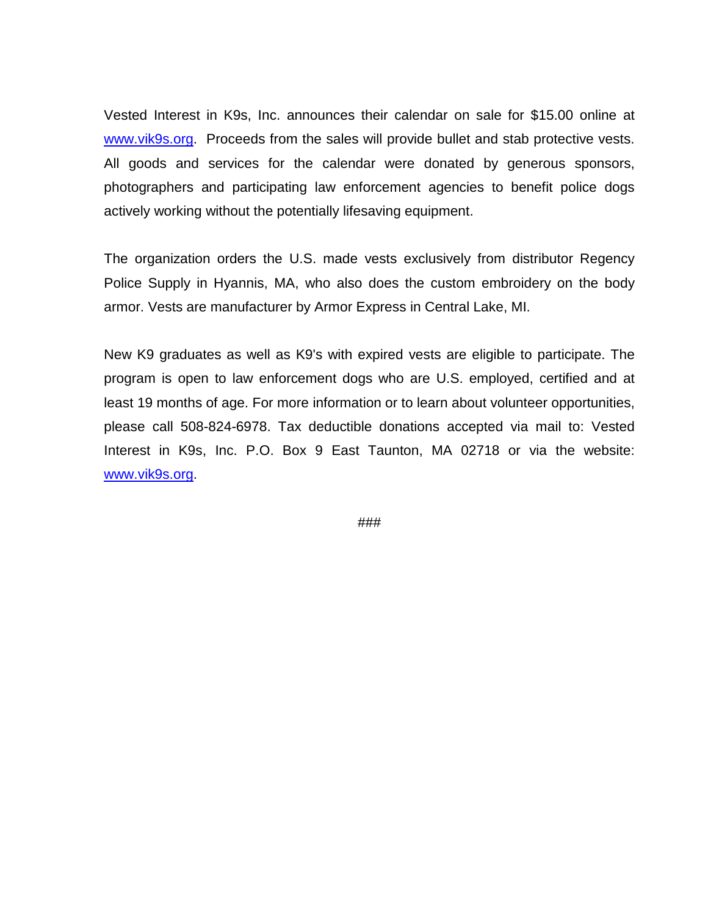Vested Interest in K9s, Inc. announces their calendar on sale for $15.00 online at www.vik9s.org. Proceeds from the sales will provide bullet and stab protective vests. All goods and services for the calendar were donated by generous sponsors, photographers and participating law enforcement agencies to benefit police dogs actively working without the potentially lifesaving equipment.

The organization orders the U.S. made vests exclusively from distributor Regency Police Supply in Hyannis, MA, who also does the custom embroidery on the body armor. Vests are manufacturer by Armor Express in Central Lake, MI.

New K9 graduates as well as K9's with expired vests are eligible to participate. The program is open to law enforcement dogs who are U.S. employed, certified and at least 19 months of age. For more information or to learn about volunteer opportunities, please call 508-824-6978. Tax deductible donations accepted via mail to: Vested Interest in K9s, Inc. P.O. Box 9 East Taunton, MA 02718 or via the website: www.vik9s.org.

###